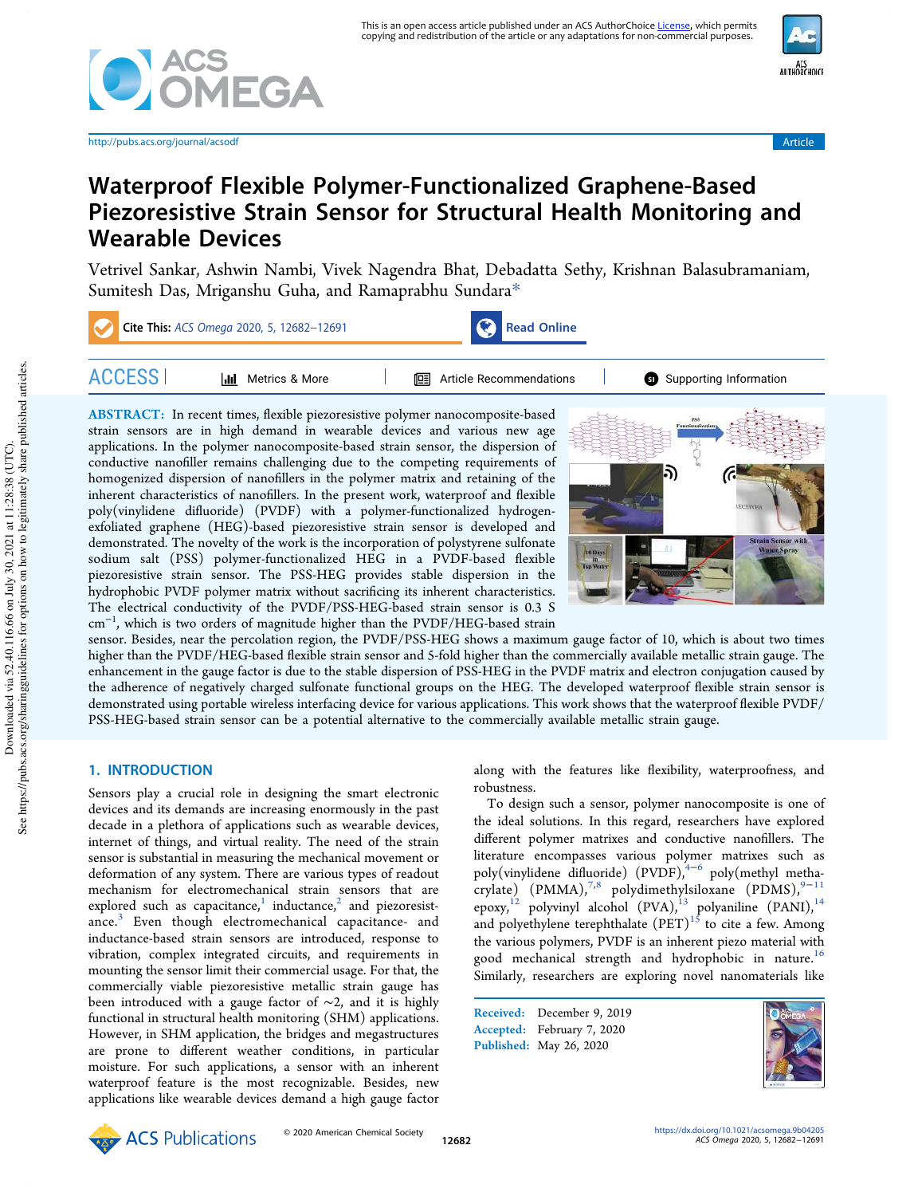# Waterproof Flexible Polymer-Functionalized Graphene-Based Piezoresistive Strain Sensor for Structural Health Monitoring and Wearable Devices

Vetrivel Sankar, Ashwin Nambi, Vivek Nagendra Bhat, Debadatta Sethy, Krishnan Balasubramaniam, Sumitesh Das, Mriganshu Guha, and Ramaprabhu Sundara*

**ABSTRACT:** In recent times, flexible piezoresistive polymer nanocomposite-based strain sensors are in high demand in wearable devices and various new age applications. In the polymer nanocomposite-based strain sensor, the dispersion of conductive nanofiller remains challenging due to the competing requirements of homogenized dispersion of nanofillers in the polymer matrix and retaining of the inherent characteristics of nanofillers. In the present work, waterproof and flexible poly(vinylidene difluoride) (PVDF) with a polymer-functionalized hydrogen-exfoliated graphene (HEG)-based piezoresistive strain sensor is developed and demonstrated. The novelty of the work is the incorporation of polystyrene sulfonate sodium salt (PSS) polymer-functionalized HEG in a PVDF-based flexible piezoresistive strain sensor. The PSS-HEG provides stable dispersion in the hydrophobic PVDF polymer matrix without sacrificing its inherent characteristics. The electrical conductivity of the PVDF/PSS-HEG-based strain sensor is 0.3 S $cm^{-1}$, which is two orders of magnitude higher than the PVDF/HEG-based strain sensor. Besides, near the percolation region, the PVDF/PSS-HEG shows a maximum gauge factor of 10, which is about two times higher than the PVDF/HEG-based flexible strain sensor and 5-fold higher than the commercially available metallic strain gauge. The enhancement in the gauge factor is due to the stable dispersion of PSS-HEG in the PVDF matrix and electron conjugation caused by the adherence of negatively charged sulfonate functional groups on the HEG. The developed waterproof flexible strain sensor is demonstrated using portable wireless interfacing device for various applications. This work shows that the waterproof flexible PVDF/PSS-HEG-based strain sensor can be a potential alternative to the commercially available metallic strain gauge.

## 1. INTRODUCTION

Sensors play a crucial role in designing the smart electronic devices and its demands are increasing enormously in the past decade in a plethora of applications such as wearable devices, internet of things, and virtual reality. The need of the strain sensor is substantial in measuring the mechanical movement or deformation of any system. There are various types of readout mechanism for electromechanical strain sensors that are explored such as capacitance,[1] inductance,[2] and piezoresistance.[3] Even though electromechanical capacitance- and inductance-based strain sensors are introduced, response to vibration, complex integrated circuits, and requirements in mounting the sensor limit their commercial usage. For that, the commercially viable piezoresistive metallic strain gauge has been introduced with a gauge factor of ~2, and it is highly functional in structural health monitoring (SHM) applications. However, in SHM application, the bridges and megastructures are prone to different weather conditions, in particular moisture. For such applications, a sensor with an inherent waterproof feature is the most recognizable. Besides, new applications like wearable devices demand a high gauge factor along with the features like flexibility, waterproofness, and robustness.

To design such a sensor, polymer nanocomposite is one of the ideal solutions. In this regard, researchers have explored different polymer matrixes and conductive nanofillers. The literature encompasses various polymer matrixes such as poly(vinylidene difluoride) (PVDF),[4−6] poly(methyl methacrylate) (PMMA),[7,8] polydimethylsiloxane (PDMS),[9−11] epoxy,[12] polyvinyl alcohol (PVA),[13] polyaniline (PANI),[14] and polyethylene terephthalate (PET)[15] to cite a few. Among the various polymers, PVDF is an inherent piezo material with good mechanical strength and hydrophobic in nature.[16] Similarly, researchers are exploring novel nanomaterials like

Received: December 9, 2019
Accepted: February 7, 2020
Published: May 26, 2020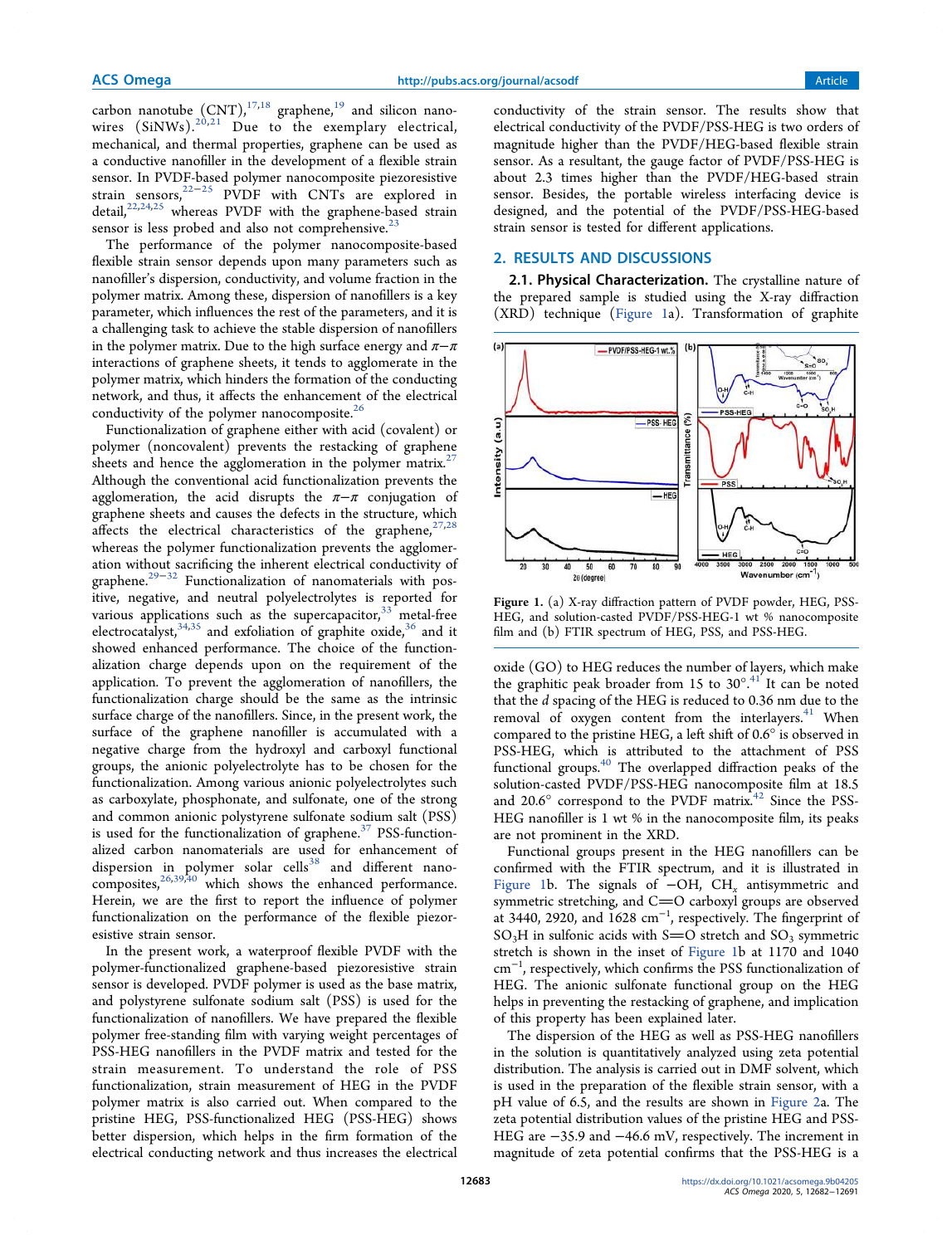carbon nanotube (CNT),[17,18] graphene,[19] and silicon nanowires (SiNWs).[20,21] Due to the exemplary electrical, mechanical, and thermal properties, graphene can be used as a conductive nanofiller in the development of a flexible strain sensor. In PVDF-based polymer nanocomposite piezoresistive strain sensors,[22−25] PVDF with CNTs are explored in detail,[22,24,25] whereas PVDF with the graphene-based strain sensor is less probed and also not comprehensive.[23]

The performance of the polymer nanocomposite-based flexible strain sensor depends upon many parameters such as nanofiller's dispersion, conductivity, and volume fraction in the polymer matrix. Among these, dispersion of nanofillers is a key parameter, which influences the rest of the parameters, and it is a challenging task to achieve the stable dispersion of nanofillers in the polymer matrix. Due to the high surface energy and $\pi-\pi$ interactions of graphene sheets, it tends to agglomerate in the polymer matrix, which hinders the formation of the conducting network, and thus, it affects the enhancement of the electrical conductivity of the polymer nanocomposite.[26]

Functionalization of graphene either with acid (covalent) or polymer (noncovalent) prevents the restacking of graphene sheets and hence the agglomeration in the polymer matrix.[27] Although the conventional acid functionalization prevents the agglomeration, the acid disrupts the $\pi-\pi$ conjugation of graphene sheets and causes the defects in the structure, which affects the electrical characteristics of the graphene,[27,28] whereas the polymer functionalization prevents the agglomeration without sacrificing the inherent electrical conductivity of graphene.[29−32] Functionalization of nanomaterials with positive, negative, and neutral polyelectrolytes is reported for various applications such as the supercapacitor,[33] metal-free electrocatalyst,[34,35] and exfoliation of graphite oxide,[36] and it showed enhanced performance. The choice of the functionalization charge depends upon on the requirement of the application. To prevent the agglomeration of nanofillers, the functionalization charge should be the same as the intrinsic surface charge of the nanofillers. Since, in the present work, the surface of the graphene nanofiller is accumulated with a negative charge from the hydroxyl and carboxyl functional groups, the anionic polyelectrolyte has to be chosen for the functionalization. Among various anionic polyelectrolytes such as carboxylate, phosphonate, and sulfonate, one of the strong and common anionic polystyrene sulfonate salt (PSS) is used for the functionalization of graphene.[37] PSS-functionalized carbon nanomaterials are used for enhancement of dispersion in polymer solar cells[38] and different nanocomposites,[26,39,40] which shows the enhanced performance. Herein, we are the first to report the influence of polymer functionalization on the performance of the flexible piezoresistive strain sensor.

In the present work, a waterproof flexible PVDF with the polymer-functionalized graphene-based piezoresistive strain sensor is developed. PVDF polymer is used as the base matrix, and polystyrene sulfonate sodium salt (PSS) is used for the functionalization of nanofillers. We have prepared the flexible polymer free-standing film with varying weight percentages of PSS-HEG nanofillers in the PVDF matrix and tested for the strain measurement. To understand the role of PSS functionalization, strain measurement of HEG in the PVDF polymer matrix is also carried out. When compared to the pristine HEG, PSS-functionalized HEG (PSS-HEG) shows better dispersion, which helps in the firm formation of the electrical conducting network and thus increases the electrical conductivity of the strain sensor. The results show that electrical conductivity of the PVDF/PSS-HEG is two orders of magnitude higher than the PVDF/HEG-based flexible strain sensor. As a resultant, the gauge factor of PVDF/PSS-HEG is about 2.3 times higher than the PVDF/HEG-based strain sensor. Besides, the portable wireless interfacing device is designed, and the potential of the PVDF/PSS-HEG-based strain sensor is tested for different applications.

## 2. RESULTS AND DISCUSSIONS

### 2.1. Physical Characterization.

The crystalline nature of the prepared sample is studied using the X-ray diffraction (XRD) technique (Figure 1a). Transformation of graphite oxide (GO) to HEG reduces the number of layers, which make the graphitic peak broader from 15 to 30°.[41] It can be noted that the $d$ spacing of the HEG is reduced to 0.36 nm due to the removal of oxygen content from the interlayers.[41] When compared to the pristine HEG, a left shift of 0.6° is observed in PSS-HEG, which is attributed to the attachment of PSS functional groups.[40] The overlapped diffraction peaks of the solution-casted PVDF/PSS-HEG nanocomposite film at 18.5 and 20.6° correspond to the PVDF matrix.[42] Since the PSS-HEG nanofiller is 1 wt % in the nanocomposite film, its peaks are not prominent in the XRD.

Figure 1. (a) X-ray diffraction pattern of PVDF powder, HEG, PSS-HEG, and solution-casted PVDF/PSS-HEG-1 wt % nanocomposite film and (b) FTIR spectrum of HEG, PSS, and PSS-HEG.

Functional groups present in the HEG nanofillers can be confirmed with the FTIR spectrum, and it is illustrated in Figure 1b. The signals of −OH, $CH_x$ antisymmetric and symmetric stretching, and C=O carboxyl groups are observed at 3440, 2920, and 1628 $cm^{-1}$, respectively. The fingerprint of $SO_3H$ in sulfonic acids with S=O stretch and $SO_3$ symmetric stretch is shown in the inset of Figure 1b at 1170 and 1040 $cm^{-1}$, respectively, which confirms the PSS functionalization of HEG. The anionic sulfonate functional group on the HEG helps in preventing the restacking of graphene, and implication of this property has been explained later.

The dispersion of the HEG as well as PSS-HEG nanofillers in the solution is quantitatively analyzed using zeta potential distribution. The analysis is carried out in DMF solvent, which is used in the preparation of the flexible strain sensor, with a pH value of 6.5, and the results are shown in Figure 2a. The zeta potential distribution values of the pristine HEG and PSS-HEG are −35.9 and −46.6 mV, respectively. The increment in magnitude of zeta potential confirms that the PSS-HEG is a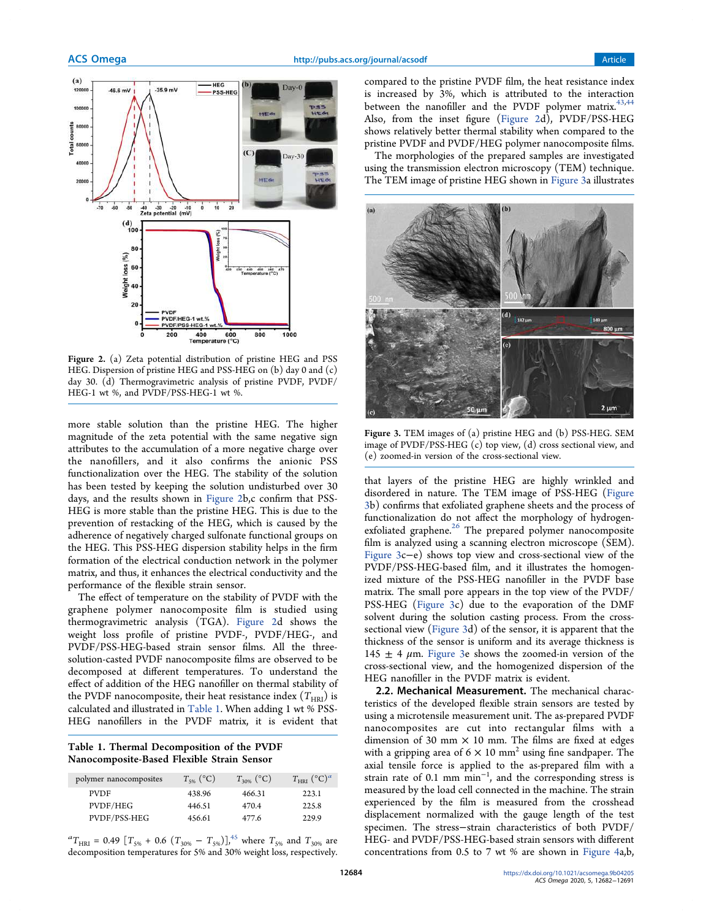Figure 2. (a) Zeta potential distribution of pristine HEG and PSS HEG. Dispersion of pristine HEG and PSS-HEG on (b) day 0 and (c) day 30. (d) Thermogravimetric analysis of pristine PVDF, PVDF/HEG-1 wt %, and PVDF/PSS-HEG-1 wt %.

more stable solution than the pristine HEG. The higher magnitude of the zeta potential with the same negative sign attributes to the accumulation of a more negative charge over the nanofillers, and it also confirms the anionic PSS functionalization over the HEG. The stability of the solution has been tested by keeping the solution undisturbed over 30 days, and the results shown in Figure 2b,c confirm that PSS-HEG is more stable than the pristine HEG. This is due to the prevention of restacking of the HEG, which is caused by the adherence of negatively charged sulfonate functional groups on the HEG. This PSS-HEG dispersion stability helps in the firm formation of the electrical conduction network in the polymer matrix, and thus, it enhances the electrical conductivity and the performance of the flexible strain sensor.

The effect of temperature on the stability of PVDF with the graphene polymer nanocomposite film is studied using thermogravimetric analysis (TGA). Figure 2d shows the weight loss profile of pristine PVDF-, PVDF/HEG-, and PVDF/PSS-HEG-based strain sensor films. All the three-solution-casted PVDF nanocomposite films are observed to be decomposed at different temperatures. To understand the effect of addition of the HEG nanofiller on thermal stability of the PVDF nanocomposite, their heat resistance index ($T_{HRI}$) is calculated and illustrated in Table 1. When adding 1 wt % PSS-HEG nanofillers in the PVDF matrix, it is evident that compared to the pristine PVDF film, the heat resistance index is increased by 3%, which is attributed to the interaction between the nanofiller and the PVDF polymer matrix.[43,44] Also, from the inset figure (Figure 2d), PVDF/PSS-HEG shows relatively better thermal stability when compared to the pristine PVDF and PVDF/HEG polymer nanocomposite films.

Table 1. Thermal Decomposition of the PVDF Nanocomposite-Based Flexible Strain Sensor

| polymer nanocomposites | $T_{5\%}$ (°C) | $T_{30\%}$ (°C) | $T_{HRI}$ (°C)[a] |
|---|---|---|---|
| PVDF | 438.96 | 466.31 | 223.1 |
| PVDF/HEG | 446.51 | 470.4 | 225.8 |
| PVDF/PSS-HEG | 456.61 | 477.6 | 229.9 |

[a] $T_{HRI} = 0.49\ [T_{5\%} + 0.6\ (T_{30\%} - T_{5\%})]$,[45] where $T_{5\%}$ and $T_{30\%}$ are decomposition temperatures for 5% and 30% weight loss, respectively.

The morphologies of the prepared samples are investigated using the transmission electron microscopy (TEM) technique. The TEM image of pristine HEG shown in Figure 3a illustrates that layers of the pristine HEG are highly wrinkled and disordered in nature. The TEM image of PSS-HEG (Figure 3b) confirms that exfoliated graphene sheets and the process of functionalization do not affect the morphology of hydrogen-exfoliated graphene.[26] The prepared polymer nanocomposite film is analyzed using a scanning electron microscope (SEM). Figure 3c–e) shows top view and cross-sectional view of the PVDF/PSS-HEG-based film, and it illustrates the homogenized mixture of the PSS-HEG nanofiller in the PVDF base matrix. The small pore appears in the top view of the PVDF/PSS-HEG (Figure 3c) due to the evaporation of the DMF solvent during the solution casting process. From the cross-sectional view (Figure 3d) of the sensor, it is apparent that the thickness of the sensor is uniform and its average thickness is 145 ± 4 $\mu$m. Figure 3e shows the zoomed-in version of the cross-sectional view, and the homogenized dispersion of the HEG nanofiller in the PVDF matrix is evident.

Figure 3. TEM images of (a) pristine HEG and (b) PSS-HEG. SEM image of PVDF/PSS-HEG (c) top view, (d) cross sectional view, and (e) zoomed-in version of the cross-sectional view.

## 2.2. Mechanical Measurement.

The mechanical characteristics of the developed flexible strain sensors are tested by using a microtensile measurement unit. The as-prepared PVDF nanocomposites are cut into rectangular films with a dimension of 30 mm × 10 mm. The films are fixed at edges with a gripping area of 6 × 10 mm$^2$ using fine sandpaper. The axial tensile force is applied to the as-prepared film with a strain rate of 0.1 mm min$^{-1}$, and the corresponding stress is measured by the load cell connected in the machine. The strain experienced by the film is measured from the crosshead displacement normalized with the gauge length of the test specimen. The stress–strain characteristics of both PVDF/HEG- and PVDF/PSS-HEG-based strain sensors with different concentrations from 0.5 to 7 wt % are shown in Figure 4a,b,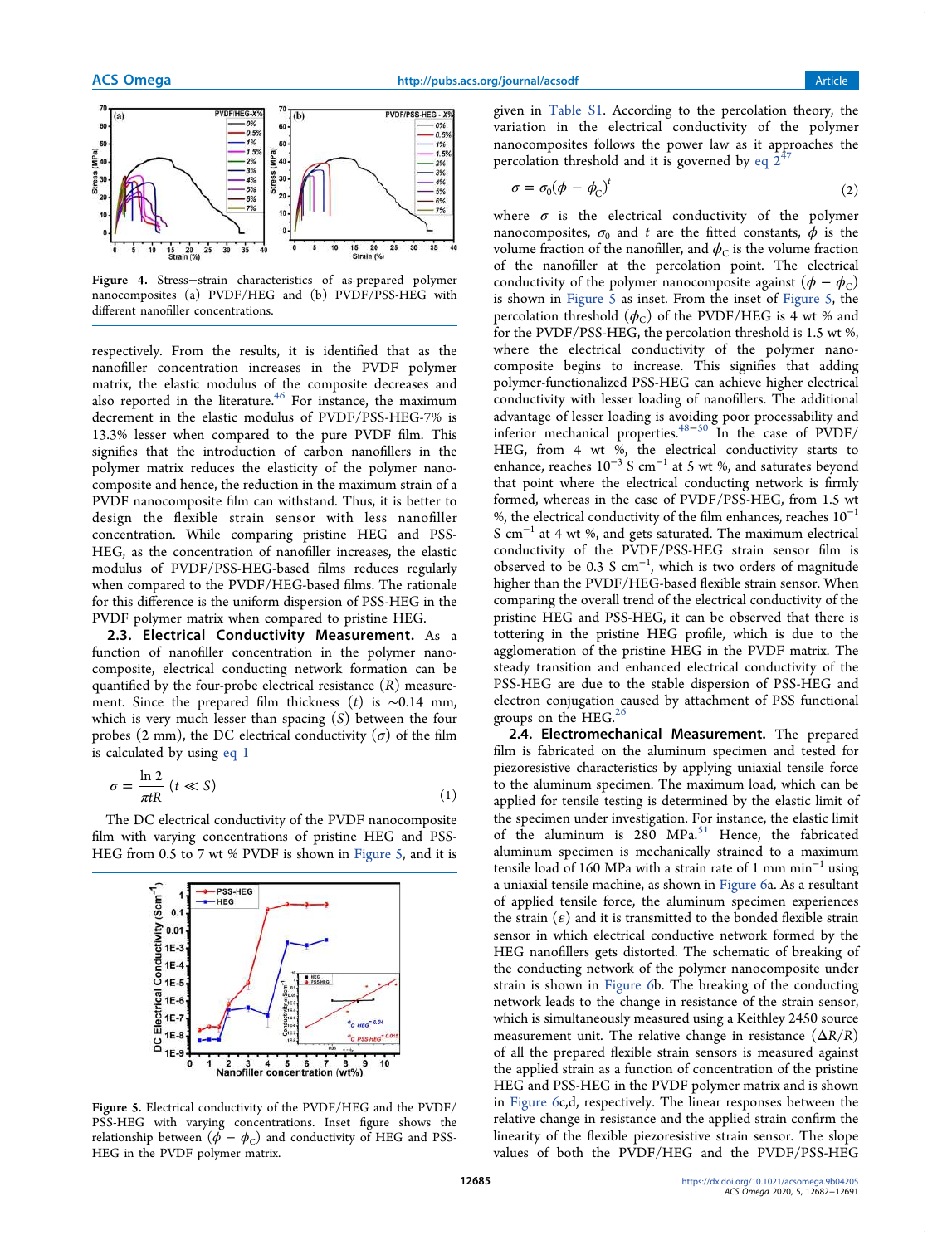Figure 4. Stress−strain characteristics of as-prepared polymer nanocomposites (a) PVDF/HEG and (b) PVDF/PSS-HEG with different nanofiller concentrations.

respectively. From the results, it is identified that as the nanofiller concentration increases in the PVDF polymer matrix, the elastic modulus of the composite decreases and also reported in the literature.[46] For instance, the maximum decrement in the elastic modulus of PVDF/PSS-HEG-7% is 13.3% lesser when compared to the pure PVDF film. This signifies that the introduction of carbon nanofillers in the polymer matrix reduces the elasticity of the polymer nanocomposite and hence, the reduction in the maximum strain of a PVDF nanocomposite film can withstand. Thus, it is better to design the flexible strain sensor with less nanofiller concentration. While comparing pristine HEG and PSS-HEG, as the concentration of nanofiller increases, the elastic modulus of PVDF/PSS-HEG-based films reduces regularly when compared to the PVDF/HEG-based films. The rationale for this difference is the uniform dispersion of PSS-HEG in the PVDF polymer matrix when compared to pristine HEG.

### 2.3. Electrical Conductivity Measurement.

As a function of nanofiller concentration in the polymer nanocomposite, electrical conducting network formation can be quantified by the four-probe electrical resistance ($R$) measurement. Since the prepared film thickness ($t$) is ∼0.14 mm, which is very much lesser than spacing ($S$) between the four probes (2 mm), the DC electrical conductivity ($\sigma$) of the film is calculated by using eq 1

$$\sigma = \frac{\ln 2}{\pi t R} \quad (t \ll S) \tag{1}$$

The DC electrical conductivity of the PVDF nanocomposite film with varying concentrations of pristine HEG and PSS-HEG from 0.5 to 7 wt % PVDF is shown in Figure 5, and it is given in Table S1. According to the percolation theory, the variation in the electrical conductivity of the polymer nanocomposites follows the power law as it approaches the percolation threshold and it is governed by eq 2[47]

$$\sigma = \sigma_0(\phi - \phi_C)^t \tag{2}$$

where $\sigma$ is the electrical conductivity of the polymer nanocomposites, $\sigma_0$ and $t$ are the fitted constants, $\phi$ is the volume fraction of the nanofiller, and $\phi_C$ is the volume fraction of the nanofiller at the percolation point. The electrical conductivity of the polymer nanocomposite against $(\phi - \phi_C)$ is shown in Figure 5 as inset. From the inset of Figure 5, the percolation threshold ($\phi_C$) of the PVDF/HEG is 4 wt % and for the PVDF/PSS-HEG, the percolation threshold is 1.5 wt %, where the electrical conductivity of the polymer nanocomposite begins to increase. This signifies that adding polymer-functionalized PSS-HEG can achieve higher electrical conductivity with lesser loading of nanofillers. The additional advantage of lesser loading is avoiding poor processability and inferior mechanical properties.[48−50] In the case of PVDF/HEG, from 4 wt %, the electrical conductivity starts to enhance, reaches $10^{-3}$ S cm$^{-1}$ at 5 wt %, and saturates beyond that point where the electrical conducting network is firmly formed, whereas in the case of PVDF/PSS-HEG, from 1.5 wt %, the electrical conductivity of the film enhances, reaches $10^{-1}$ S cm$^{-1}$ at 4 wt %, and gets saturated. The maximum electrical conductivity of the PVDF/PSS-HEG strain sensor film is observed to be 0.3 S cm$^{-1}$, which is two orders of magnitude higher than the PVDF/HEG-based flexible strain sensor. When comparing the overall trend of the electrical conductivity of the pristine HEG and PSS-HEG, it can be observed that there is tottering in the pristine HEG profile, which is due to the agglomeration of the pristine HEG in the PVDF matrix. The steady transition and enhanced electrical conductivity of the PSS-HEG are due to the stable dispersion of PSS-HEG and electron conjugation caused by attachment of PSS functional groups on the HEG.[26]

Figure 5. Electrical conductivity of the PVDF/HEG and the PVDF/PSS-HEG with varying concentrations. Inset figure shows the relationship between $(\phi - \phi_C)$ and conductivity of HEG and PSS-HEG in the PVDF polymer matrix.

### 2.4. Electromechanical Measurement.

The prepared film is fabricated on the aluminum specimen and tested for piezoresistive characteristics by applying uniaxial tensile force to the aluminum specimen. The maximum load, which can be applied for tensile testing is determined by the elastic limit of the specimen under investigation. For instance, the elastic limit of the aluminum is 280 MPa.[51] Hence, the fabricated aluminum specimen is mechanically strained to a maximum tensile load of 160 MPa with a strain rate of 1 mm min$^{-1}$ using a uniaxial tensile machine, as shown in Figure 6a. As a resultant of applied tensile force, the aluminum specimen experiences the strain ($\varepsilon$) and it is transmitted to the bonded flexible strain sensor in which electrical conductive network formed by the HEG nanofillers gets distorted. The schematic of breaking of the conducting network of the polymer nanocomposite under strain is shown in Figure 6b. The breaking of the conducting network leads to the change in resistance of the strain sensor, which is simultaneously measured using a Keithley 2450 source measurement unit. The relative change in resistance ($\Delta R/R$) of all the prepared flexible strain sensors is measured against the applied strain as a function of concentration of the pristine HEG and PSS-HEG in the PVDF polymer matrix and is shown in Figure 6c,d, respectively. The linear responses between the relative change in resistance and the applied strain confirm the linearity of the flexible piezoresistive strain sensor. The slope values of both the PVDF/HEG and the PVDF/PSS-HEG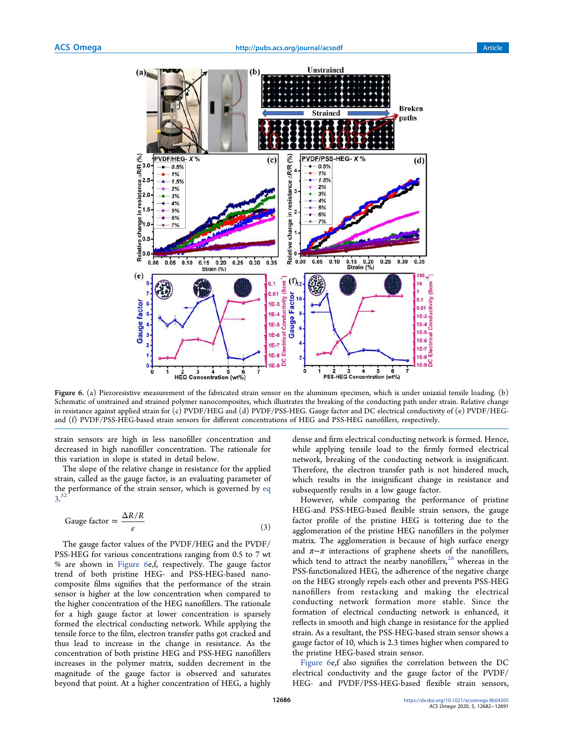Figure 6. (a) Piezoresistive measurement of the fabricated strain sensor on the aluminum specimen, which is under uniaxial tensile loading. (b) Schematic of unstrained and strained polymer nanocomposites, which illustrates the breaking of the conducting path under strain. Relative change in resistance against applied strain for (c) PVDF/HEG and (d) PVDF/PSS-HEG. Gauge factor and DC electrical conductivity of (e) PVDF/HEG- and (f) PVDF/PSS-HEG-based strain sensors for different concentrations of HEG and PSS-HEG nanofillers, respectively.

strain sensors are high in less nanofiller concentration and decreased in high nanofiller concentration. The rationale for this variation in slope is stated in detail below.

The slope of the relative change in resistance for the applied strain, called as the gauge factor, is an evaluating parameter of the performance of the strain sensor, which is governed by eq 3.[52]

$$\text{Gauge factor} = \frac{\Delta R/R}{\varepsilon} \tag{3}$$

The gauge factor values of the PVDF/HEG and the PVDF/PSS-HEG for various concentrations ranging from 0.5 to 7 wt % are shown in Figure 6e,f, respectively. The gauge factor trend of both pristine HEG- and PSS-HEG-based nanocomposite films signifies that the performance of the strain sensor is higher at the low concentration when compared to the higher concentration of the HEG nanofillers. The rationale for a high gauge factor at lower concentration is sparsely formed the electrical conducting network. While applying the tensile force to the film, electron transfer paths got cracked and thus lead to increase in the change in resistance. As the concentration of both pristine HEG and PSS-HEG nanofillers increases in the polymer matrix, sudden decrement in the magnitude of the gauge factor is observed and saturates beyond that point. At a higher concentration of HEG, a highly dense and firm electrical conducting network is formed. Hence, while applying tensile load to the firmly formed electrical network, breaking of the conducting network is insignificant. Therefore, the electron transfer path is not hindered much, which results in the insignificant change in resistance and subsequently results in a low gauge factor.

However, while comparing the performance of pristine HEG-and PSS-HEG-based flexible strain sensors, the gauge factor profile of the pristine HEG is tottering due to the agglomeration of the pristine HEG nanofillers in the polymer matrix. The agglomeration is because of high surface energy and $\pi-\pi$ interactions of graphene sheets of the nanofillers, which tend to attract the nearby nanofillers,[26] whereas in the PSS-functionalized HEG, the adherence of the negative charge on the HEG strongly repels each other and prevents PSS-HEG nanofillers from restacking and making the electrical conducting network formation more stable. Since the formation of electrical conducting network is enhanced, it reflects in smooth and high change in resistance for the applied strain. As a resultant, the PSS-HEG-based strain sensor shows a gauge factor of 10, which is 2.3 times higher when compared to the pristine HEG-based strain sensor.

Figure 6e,f also signifies the correlation between the DC electrical conductivity and the gauge factor of the PVDF/HEG- and PVDF/PSS-HEG-based flexible strain sensors,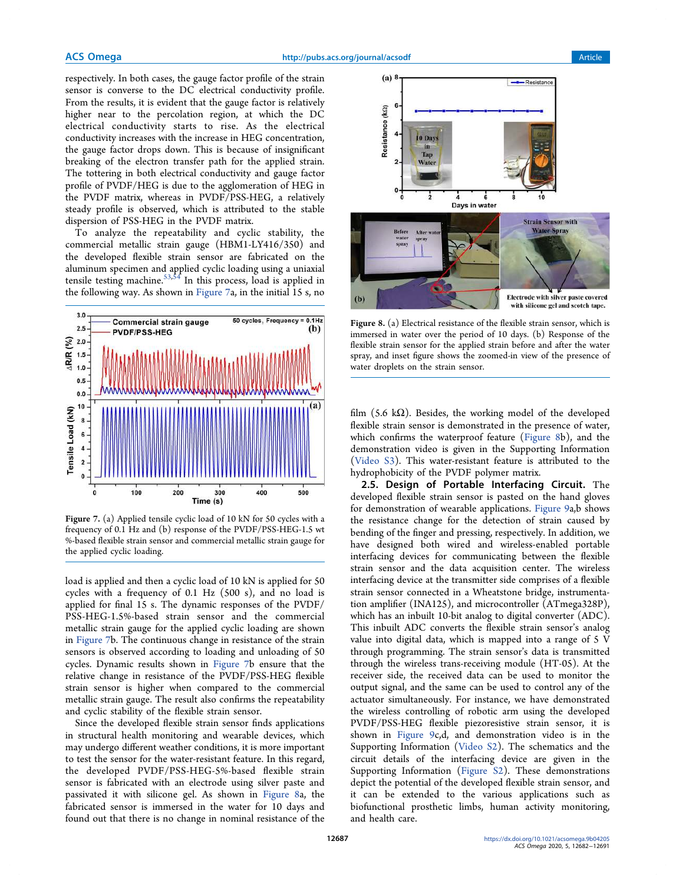respectively. In both cases, the gauge factor profile of the strain sensor is converse to the DC electrical conductivity profile. From the results, it is evident that the gauge factor is relatively higher near to the percolation region, at which the DC electrical conductivity starts to rise. As the electrical conductivity increases with the increase in HEG concentration, the gauge factor drops down. This is because of insignificant breaking of the electron transfer path for the applied strain. The tottering in both electrical conductivity and gauge factor profile of PVDF/HEG is due to the agglomeration of HEG in the PVDF matrix, whereas in PVDF/PSS-HEG, a relatively steady profile is observed, which is attributed to the stable dispersion of PSS-HEG in the PVDF matrix.

To analyze the repeatability and cyclic stability, the commercial metallic strain gauge (HBM1-LY416/350) and the developed flexible strain sensor are fabricated on the aluminum specimen and applied cyclic loading using a uniaxial tensile testing machine.[53,54] In this process, load is applied in the following way. As shown in Figure 7a, in the initial 15 s, no load is applied and then a cyclic load of 10 kN is applied for 50 cycles with a frequency of 0.1 Hz (500 s), and no load is applied for final 15 s. The dynamic responses of the PVDF/PSS-HEG-1.5%-based strain sensor and the commercial metallic strain gauge for the applied cyclic loading are shown in Figure 7b. The continuous change in resistance of the strain sensors is observed according to loading and unloading of 50 cycles. Dynamic results shown in Figure 7b ensure that the relative change in resistance of the PVDF/PSS-HEG flexible strain sensor is higher when compared to the commercial metallic strain gauge. The result also confirms the repeatability and cyclic stability of the flexible strain sensor.

Figure 7. (a) Applied tensile cyclic load of 10 kN for 50 cycles with a frequency of 0.1 Hz and (b) response of the PVDF/PSS-HEG-1.5 wt %-based flexible strain sensor and commercial metallic strain gauge for the applied cyclic loading.

Since the developed flexible strain sensor finds applications in structural health monitoring and wearable devices, which may undergo different weather conditions, it is more important to test the sensor for the water-resistant feature. In this regard, the developed PVDF/PSS-HEG-5%-based flexible strain sensor is fabricated with an electrode using silver paste and passivated it with silicone gel. As shown in Figure 8a, the fabricated sensor is immersed in the water for 10 days and found out that there is no change in nominal resistance of the film (5.6 kΩ). Besides, the working model of the developed flexible strain sensor is demonstrated in the presence of water, which confirms the waterproof feature (Figure 8b), and the demonstration video is given in the Supporting Information (Video S3). This water-resistant feature is attributed to the hydrophobicity of the PVDF polymer matrix.

Figure 8. (a) Electrical resistance of the flexible strain sensor, which is immersed in water over the period of 10 days. (b) Response of the flexible strain sensor for the applied strain before and after the water spray, and inset figure shows the zoomed-in view of the presence of water droplets on the strain sensor.

### 2.5. Design of Portable Interfacing Circuit.

The developed flexible strain sensor is pasted on the hand gloves for demonstration of wearable applications. Figure 9a,b shows the resistance change for the detection of strain caused by bending of the finger and pressing, respectively. In addition, we have designed both wired and wireless-enabled portable interfacing devices for communicating between the flexible strain sensor and the data acquisition center. The wireless interfacing device at the transmitter side comprises of a flexible strain sensor connected in a Wheatstone bridge, instrumentation amplifier (INA125), and microcontroller (ATmega328P), which has an inbuilt 10-bit analog to digital converter (ADC). This inbuilt ADC converts the flexible strain sensor's analog value into digital data, which is mapped into a range of 5 V through programming. The strain sensor's data is transmitted through the wireless trans-receiving module (HT-05). At the receiver side, the received data can be used to monitor the output signal, and the same can be used to control any of the actuator simultaneously. For instance, we have demonstrated the wireless controlling of robotic arm using the developed PVDF/PSS-HEG flexible piezoresistive strain sensor, it is shown in Figure 9c,d, and demonstration video is in the Supporting Information (Video S2). The schematics and the circuit details of the interfacing device are given in the Supporting Information (Figure S2). These demonstrations depict the potential of the developed flexible strain sensor, and it can be extended to the various applications such as biofunctional prosthetic limbs, human activity monitoring, and health care.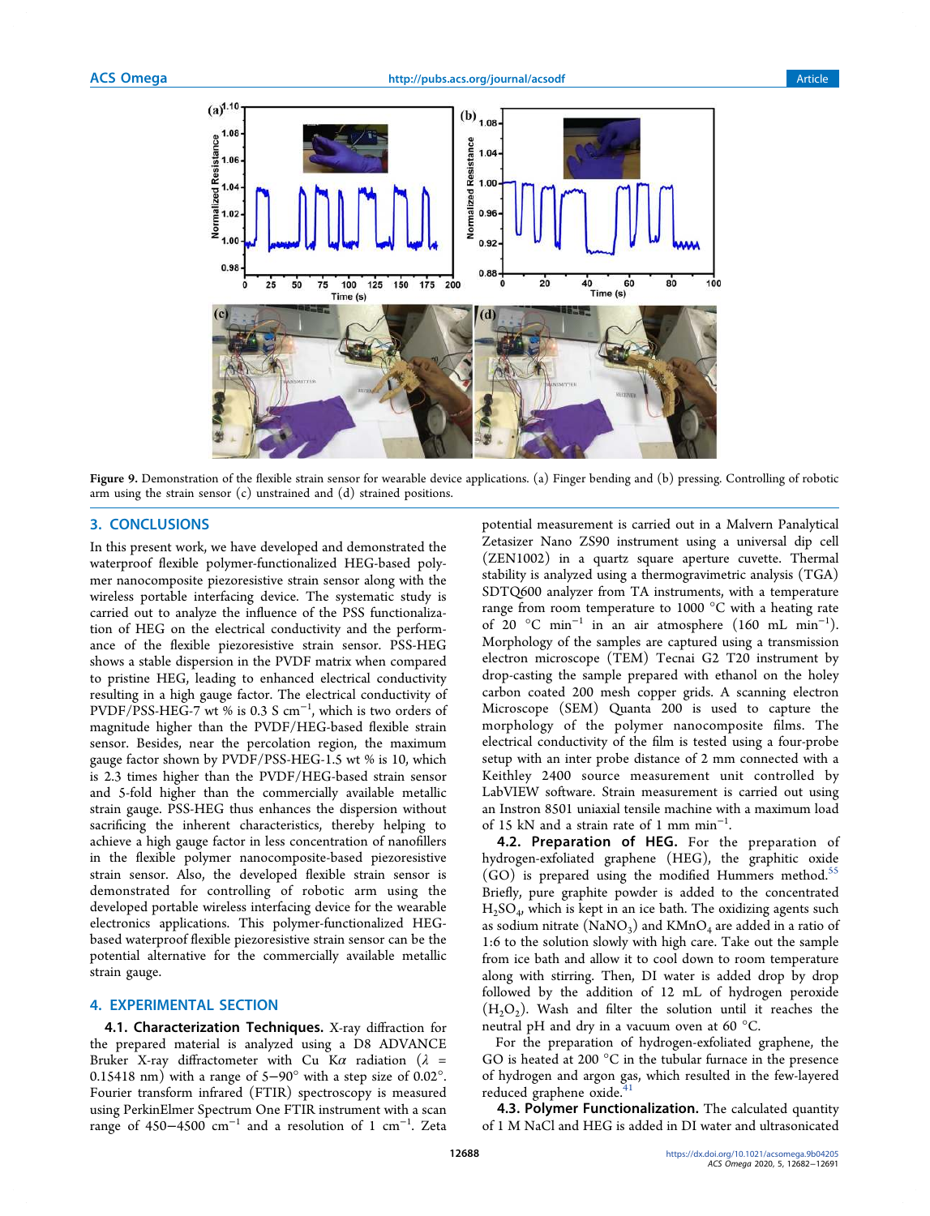Figure 9. Demonstration of the flexible strain sensor for wearable device applications. (a) Finger bending and (b) pressing. Controlling of robotic arm using the strain sensor (c) unstrained and (d) strained positions.

## 3. CONCLUSIONS

In this present work, we have developed and demonstrated the waterproof flexible polymer-functionalized HEG-based polymer nanocomposite piezoresistive strain sensor along with the wireless portable interfacing device. The systematic study is carried out to analyze the influence of the PSS functionalization of HEG on the electrical conductivity and the performance of the flexible piezoresistive strain sensor. PSS-HEG shows a stable dispersion in the PVDF matrix when compared to pristine HEG, leading to enhanced electrical conductivity resulting in a high gauge factor. The electrical conductivity of PVDF/PSS-HEG-7 wt % is 0.3 S $cm^{-1}$, which is two orders of magnitude higher than the PVDF/HEG-based flexible strain sensor. Besides, near the percolation region, the maximum gauge factor shown by PVDF/PSS-HEG-1.5 wt % is 10, which is 2.3 times higher than the PVDF/HEG-based strain sensor and 5-fold higher than the commercially available metallic strain gauge. PSS-HEG thus enhances the dispersion without sacrificing the inherent characteristics, thereby helping to achieve a high gauge factor in less concentration of nanofillers in the flexible polymer nanocomposite-based piezoresistive strain sensor. Also, the developed flexible strain sensor is demonstrated for controlling of robotic arm using the developed portable wireless interfacing device for the wearable electronics applications. This polymer-functionalized HEG-based waterproof flexible piezoresistive strain sensor can be the potential alternative for the commercially available metallic strain gauge.

## 4. EXPERIMENTAL SECTION

**4.1. Characterization Techniques.** X-ray diffraction for the prepared material is analyzed using a D8 ADVANCE Bruker X-ray diffractometer with Cu K$\alpha$ radiation ($\lambda$ = 0.15418 nm) with a range of 5−90° with a step size of 0.02°. Fourier transform infrared (FTIR) spectroscopy is measured using PerkinElmer Spectrum One FTIR instrument with a scan range of 450−4500 $cm^{-1}$ and a resolution of 1 $cm^{-1}$. Zeta potential measurement is carried out in a Malvern Panalytical Zetasizer Nano ZS90 instrument using a universal dip cell (ZEN1002) in a quartz square aperture cuvette. Thermal stability is analyzed using a thermogravimetric analysis (TGA) SDTQ600 analyzer from TA instruments, with a temperature range from room temperature to 1000 °C with a heating rate of 20 °C $min^{-1}$ in an air atmosphere (160 mL $min^{-1}$). Morphology of the samples are captured using a transmission electron microscope (TEM) Tecnai G2 T20 instrument by drop-casting the sample prepared with ethanol on the holey carbon coated 200 mesh copper grids. A scanning electron Microscope (SEM) Quanta 200 is used to capture the morphology of the polymer nanocomposite films. The electrical conductivity of the film is tested using a four-probe setup with an inter probe distance of 2 mm connected with a Keithley 2400 source measurement unit controlled by LabVIEW software. Strain measurement is carried out using an Instron 8501 uniaxial tensile machine with a maximum load of 15 kN and a strain rate of 1 mm $min^{-1}$.

**4.2. Preparation of HEG.** For the preparation of hydrogen-exfoliated graphene (HEG), the graphitic oxide (GO) is prepared using the modified Hummers method.[55] Briefly, pure graphite powder is added to the concentrated $H_2SO_4$, which is kept in an ice bath. The oxidizing agents such as sodium nitrate ($NaNO_3$) and $KMnO_4$ are added in a ratio of 1:6 to the solution slowly with high care. Take out the sample from ice bath and allow it to cool down to room temperature along with stirring. Then, DI water is added drop by drop followed by the addition of 12 mL of hydrogen peroxide ($H_2O_2$). Wash and filter the solution until it reaches the neutral pH and dry in a vacuum oven at 60 °C.

For the preparation of hydrogen-exfoliated graphene, the GO is heated at 200 °C in the tubular furnace in the presence of hydrogen and argon gas, which resulted in the few-layered reduced graphene oxide.[41]

**4.3. Polymer Functionalization.** The calculated quantity of 1 M NaCl and HEG is added in DI water and ultrasonicated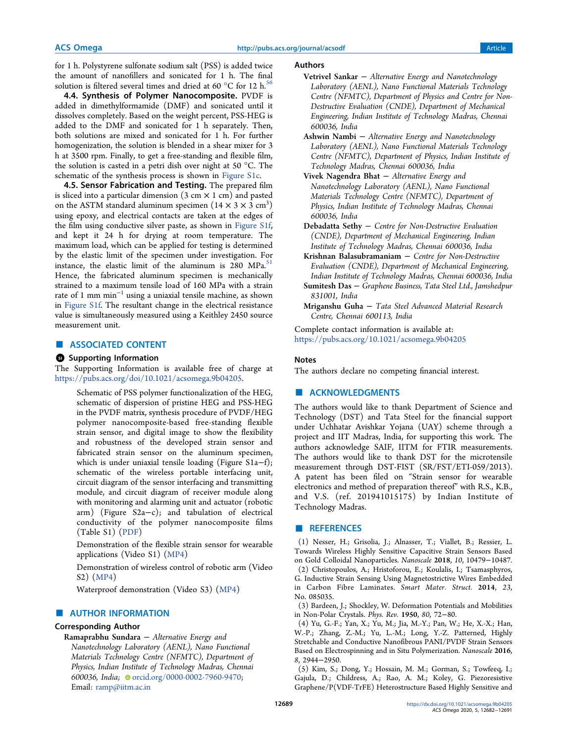for 1 h. Polystyrene sulfonate sodium salt (PSS) is added twice the amount of nanofillers and sonicated for 1 h. The final solution is filtered several times and dried at 60 °C for 12 h.[56]

**4.4. Synthesis of Polymer Nanocomposite.** PVDF is added in dimethylformamide (DMF) and sonicated until it dissolves completely. Based on the weight percent, PSS-HEG is added to the DMF and sonicated for 1 h separately. Then, both solutions are mixed and sonicated for 1 h. For further homogenization, the solution is blended in a shear mixer for 3 h at 3500 rpm. Finally, to get a free-standing and flexible film, the solution is casted in a petri dish over night at 50 °C. The schematic of the synthesis process is shown in Figure S1c.

**4.5. Sensor Fabrication and Testing.** The prepared film is sliced into a particular dimension (3 cm × 1 cm) and pasted on the ASTM standard aluminum specimen ($14 \times 3 \times 3$ cm$^3$) using epoxy, and electrical contacts are taken at the edges of the film using conductive silver paste, as shown in Figure S1f, and kept it 24 h for drying at room temperature. The maximum load, which can be applied for testing is determined by the elastic limit of the specimen under investigation. For instance, the elastic limit of the aluminum is 280 MPa.[51] Hence, the fabricated aluminum specimen is mechanically strained to a maximum tensile load of 160 MPa with a strain rate of 1 mm min$^{-1}$ using a uniaxial tensile machine, as shown in Figure S1f. The resultant change in the electrical resistance value is simultaneously measured using a Keithley 2450 source measurement unit.

## ■ ASSOCIATED CONTENT

### Supporting Information

The Supporting Information is available free of charge at https://pubs.acs.org/doi/10.1021/acsomega.9b04205.

> Schematic of PSS polymer functionalization of the HEG, schematic of dispersion of pristine HEG and PSS-HEG in the PVDF matrix, synthesis procedure of PVDF/HEG polymer nanocomposite-based free-standing flexible strain sensor, and digital image to show the flexibility and robustness of the developed strain sensor and fabricated strain sensor on the aluminum specimen, which is under uniaxial tensile loading (Figure S1a−f); schematic of the wireless portable interfacing unit, circuit diagram of the sensor interfacing and transmitting module, and circuit diagram of receiver module along with monitoring and alarming unit and actuator (robotic arm) (Figure S2a−c); and tabulation of electrical conductivity of the polymer nanocomposite films (Table S1) (PDF)
>
> Demonstration of the flexible strain sensor for wearable applications (Video S1) (MP4)
>
> Demonstration of wireless control of robotic arm (Video S2) (MP4)
>
> Waterproof demonstration (Video S3) (MP4)

## ■ AUTHOR INFORMATION

### Corresponding Author

**Ramaprabhu Sundara** − *Alternative Energy and Nanotechnology Laboratory (AENL), Nano Functional Materials Technology Centre (NFMTC), Department of Physics, Indian Institute of Technology Madras, Chennai 600036, India*; orcid.org/0000-0002-7960-9470; Email: ramp@iitm.ac.in

### Authors

**Vetrivel Sankar** − *Alternative Energy and Nanotechnology Laboratory (AENL), Nano Functional Materials Technology Centre (NFMTC), Department of Physics and Centre for Non-Destructive Evaluation (CNDE), Department of Mechanical Engineering, Indian Institute of Technology Madras, Chennai 600036, India*

**Ashwin Nambi** − *Alternative Energy and Nanotechnology Laboratory (AENL), Nano Functional Materials Technology Centre (NFMTC), Department of Physics, Indian Institute of Technology Madras, Chennai 600036, India*

**Vivek Nagendra Bhat** − *Alternative Energy and Nanotechnology Laboratory (AENL), Nano Functional Materials Technology Centre (NFMTC), Department of Physics, Indian Institute of Technology Madras, Chennai 600036, India*

**Debadatta Sethy** − *Centre for Non-Destructive Evaluation (CNDE), Department of Mechanical Engineering, Indian Institute of Technology Madras, Chennai 600036, India*

**Krishnan Balasubramaniam** − *Centre for Non-Destructive Evaluation (CNDE), Department of Mechanical Engineering, Indian Institute of Technology Madras, Chennai 600036, India*

**Sumitesh Das** − *Graphene Business, Tata Steel Ltd., Jamshedpur 831001, India*

**Mriganshu Guha** − *Tata Steel Advanced Material Research Centre, Chennai 600113, India*

Complete contact information is available at: https://pubs.acs.org/10.1021/acsomega.9b04205

### Notes

The authors declare no competing financial interest.

## ■ ACKNOWLEDGMENTS

The authors would like to thank Department of Science and Technology (DST) and Tata Steel for the financial support under Uchhatar Avishkar Yojana (UAY) scheme through a project and IIT Madras, India, for supporting this work. The authors acknowledge SAIF, IITM for FTIR measurements. The authors would like to thank DST for the microtensile measurement through DST-FIST (SR/FST/ETI-059/2013). A patent has been filed on "Strain sensor for wearable electronics and method of preparation thereof" with R.S., K.B., and V.S. (ref. 201941015175) by Indian Institute of Technology Madras.

## ■ REFERENCES

(1) Nesser, H.; Grisolia, J.; Alnasser, T.; Viallet, B.; Ressier, L. Towards Wireless Highly Sensitive Capacitive Strain Sensors Based on Gold Colloidal Nanoparticles. *Nanoscale* **2018**, *10*, 10479−10487.

(2) Christopoulos, A.; Hristoforou, E.; Koulalis, I.; Tsamasphyros, G. Inductive Strain Sensing Using Magnetostrictive Wires Embedded in Carbon Fibre Laminates. *Smart Mater. Struct.* **2014**, *23*, No. 085035.

(3) Bardeen, J.; Shockley, W. Deformation Potentials and Mobilities in Non-Polar Crystals. *Phys. Rev.* **1950**, *80*, 72−80.

(4) Yu, G.-F.; Yan, X.; Yu, M.; Jia, M.-Y.; Pan, W.; He, X.-X.; Han, W.-P.; Zhang, Z.-M.; Yu, L.-M.; Long, Y.-Z. Patterned, Highly Stretchable and Conductive Nanofibrous PANI/PVDF Strain Sensors Based on Electrospinning and in Situ Polymerization. *Nanoscale* **2016**, *8*, 2944−2950.

(5) Kim, S.; Dong, Y.; Hossain, M. M.; Gorman, S.; Towfeeq, I.; Gajula, D.; Childress, A.; Rao, A. M.; Koley, G. Piezoresistive Graphene/P(VDF-TrFE) Heterostructure Based Highly Sensitive and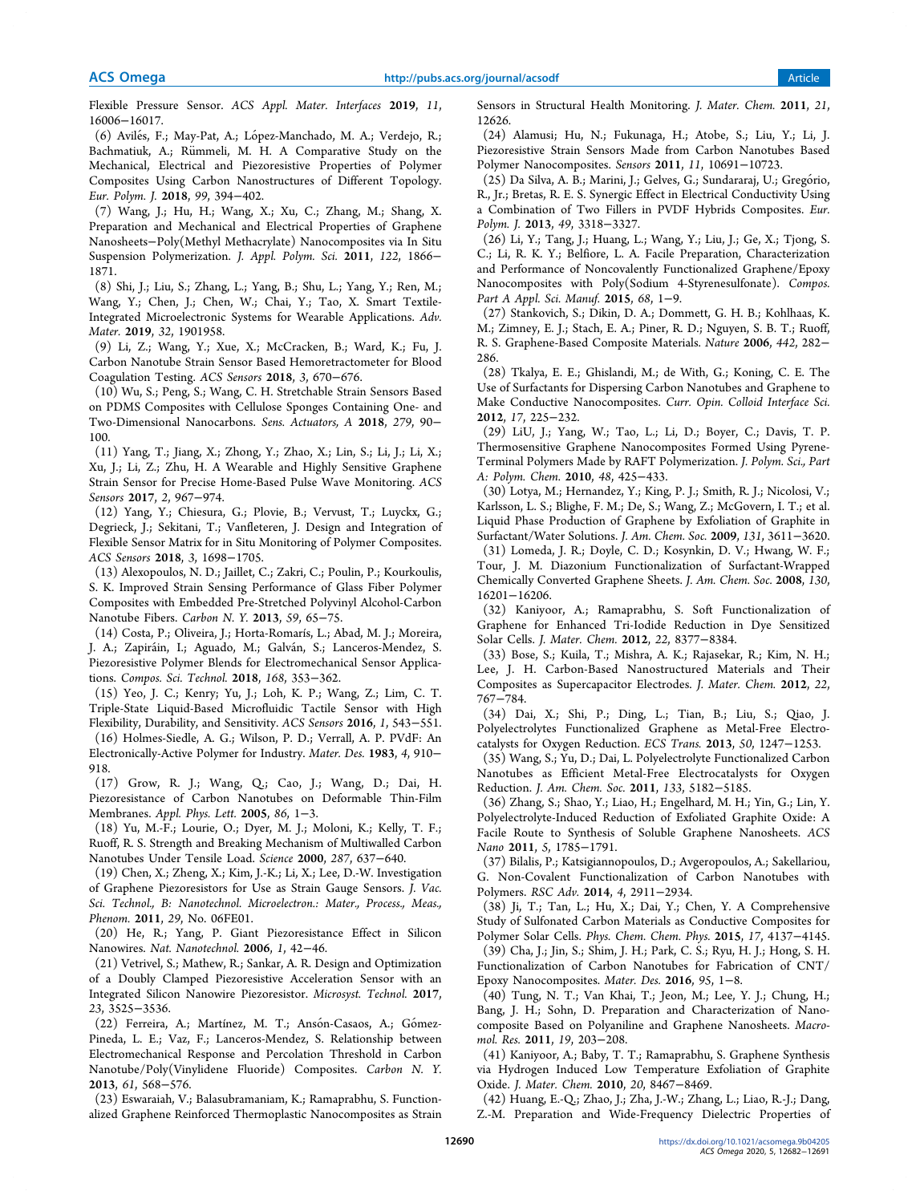Flexible Pressure Sensor. *ACS Appl. Mater. Interfaces* **2019**, *11*, 16006−16017.

(6) Avilés, F.; May-Pat, A.; López-Manchado, M. A.; Verdejo, R.; Bachmatiuk, A.; Rümmeli, M. H. A Comparative Study on the Mechanical, Electrical and Piezoresistive Properties of Polymer Composites Using Carbon Nanostructures of Different Topology. *Eur. Polym. J.* **2018**, *99*, 394−402.

(7) Wang, J.; Hu, H.; Wang, X.; Xu, C.; Zhang, M.; Shang, X. Preparation and Mechanical and Electrical Properties of Graphene Nanosheets−Poly(Methyl Methacrylate) Nanocomposites via In Situ Suspension Polymerization. *J. Appl. Polym. Sci.* **2011**, *122*, 1866−1871.

(8) Shi, J.; Liu, S.; Zhang, L.; Yang, B.; Shu, L.; Yang, Y.; Ren, M.; Wang, Y.; Chen, J.; Chen, W.; Chai, Y.; Tao, X. Smart Textile-Integrated Microelectronic Systems for Wearable Applications. *Adv. Mater.* **2019**, *32*, 1901958.

(9) Li, Z.; Wang, Y.; Xue, X.; McCracken, B.; Ward, K.; Fu, J. Carbon Nanotube Strain Sensor Based Hemoretractometer for Blood Coagulation Testing. *ACS Sensors* **2018**, *3*, 670−676.

(10) Wu, S.; Peng, S.; Wang, C. H. Stretchable Strain Sensors Based on PDMS Composites with Cellulose Sponges Containing One- and Two-Dimensional Nanocarbons. *Sens. Actuators, A* **2018**, *279*, 90−100.

(11) Yang, T.; Jiang, X.; Zhong, Y.; Zhao, X.; Lin, S.; Li, J.; Li, X.; Xu, J.; Li, Z.; Zhu, H. A Wearable and Highly Sensitive Graphene Strain Sensor for Precise Home-Based Pulse Wave Monitoring. *ACS Sensors* **2017**, *2*, 967−974.

(12) Yang, Y.; Chiesura, G.; Plovie, B.; Vervust, T.; Luyckx, G.; Degrieck, J.; Sekitani, T.; Vanfleteren, J. Design and Integration of Flexible Sensor Matrix for in Situ Monitoring of Polymer Composites. *ACS Sensors* **2018**, *3*, 1698−1705.

(13) Alexopoulos, N. D.; Jaillet, C.; Zakri, C.; Poulin, P.; Kourkoulis, S. K. Improved Strain Sensing Performance of Glass Fiber Polymer Composites with Embedded Pre-Stretched Polyvinyl Alcohol-Carbon Nanotube Fibers. *Carbon N. Y.* **2013**, *59*, 65−75.

(14) Costa, P.; Oliveira, J.; Horta-Romarís, L.; Abad, M. J.; Moreira, J. A.; Zapiráin, I.; Aguado, M.; Galván, S.; Lanceros-Mendez, S. Piezoresistive Polymer Blends for Electromechanical Sensor Applications. *Compos. Sci. Technol.* **2018**, *168*, 353−362.

(15) Yeo, J. C.; Kenry; Yu, J.; Loh, K. P.; Wang, Z.; Lim, C. T. Triple-State Liquid-Based Microfluidic Tactile Sensor with High Flexibility, Durability, and Sensitivity. *ACS Sensors* **2016**, *1*, 543−551.

(16) Holmes-Siedle, A. G.; Wilson, P. D.; Verrall, A. P. PVdF: An Electronically-Active Polymer for Industry. *Mater. Des.* **1983**, *4*, 910−918.

(17) Grow, R. J.; Wang, Q.; Cao, J.; Wang, D.; Dai, H. Piezoresistance of Carbon Nanotubes on Deformable Thin-Film Membranes. *Appl. Phys. Lett.* **2005**, *86*, 1−3.

(18) Yu, M.-F.; Lourie, O.; Dyer, M. J.; Moloni, K.; Kelly, T. F.; Ruoff, R. S. Strength and Breaking Mechanism of Multiwalled Carbon Nanotubes Under Tensile Load. *Science* **2000**, *287*, 637−640.

(19) Chen, X.; Zheng, X.; Kim, J.-K.; Li, X.; Lee, D.-W. Investigation of Graphene Piezoresistors for Use as Strain Gauge Sensors. *J. Vac. Sci. Technol., B: Nanotechnol. Microelectron.: Mater., Process., Meas., Phenom.* **2011**, *29*, No. 06FE01.

(20) He, R.; Yang, P. Giant Piezoresistance Effect in Silicon Nanowires. *Nat. Nanotechnol.* **2006**, *1*, 42−46.

(21) Vetrivel, S.; Mathew, R.; Sankar, A. R. Design and Optimization of a Doubly Clamped Piezoresistive Acceleration Sensor with an Integrated Silicon Nanowire Piezoresistor. *Microsyst. Technol.* **2017**, *23*, 3525−3536.

(22) Ferreira, A.; Martínez, M. T.; Ansón-Casaos, A.; Gómez-Pineda, L. E.; Vaz, F.; Lanceros-Mendez, S. Relationship between Electromechanical Response and Percolation Threshold in Carbon Nanotube/Poly(Vinylidene Fluoride) Composites. *Carbon N. Y.* **2013**, *61*, 568−576.

(23) Eswaraiah, V.; Balasubramaniam, K.; Ramaprabhu, S. Functionalized Graphene Reinforced Thermoplastic Nanocomposites as Strain Sensors in Structural Health Monitoring. *J. Mater. Chem.* **2011**, *21*, 12626.

(24) Alamusi; Hu, N.; Fukunaga, H.; Atobe, S.; Liu, Y.; Li, J. Piezoresistive Strain Sensors Made from Carbon Nanotubes Based Polymer Nanocomposites. *Sensors* **2011**, *11*, 10691−10723.

(25) Da Silva, A. B.; Marini, J.; Gelves, G.; Sundararaj, U.; Gregório, R., Jr.; Bretas, R. E. S. Synergic Effect in Electrical Conductivity Using a Combination of Two Fillers in PVDF Hybrids Composites. *Eur. Polym. J.* **2013**, *49*, 3318−3327.

(26) Li, Y.; Tang, J.; Huang, L.; Wang, Y.; Liu, J.; Ge, X.; Tjong, S. C.; Li, R. K. Y.; Belfiore, L. A. Facile Preparation, Characterization and Performance of Noncovalently Functionalized Graphene/Epoxy Nanocomposites with Poly(Sodium 4-Styrenesulfonate). *Compos. Part A Appl. Sci. Manuf.* **2015**, *68*, 1−9.

(27) Stankovich, S.; Dikin, D. A.; Dommett, G. H. B.; Kohlhaas, K. M.; Zimney, E. J.; Stach, E. A.; Piner, R. D.; Nguyen, S. B. T.; Ruoff, R. S. Graphene-Based Composite Materials. *Nature* **2006**, *442*, 282−286.

(28) Tkalya, E. E.; Ghislandi, M.; de With, G.; Koning, C. E. The Use of Surfactants for Dispersing Carbon Nanotubes and Graphene to Make Conductive Nanocomposites. *Curr. Opin. Colloid Interface Sci.* **2012**, *17*, 225−232.

(29) LiU, J.; Yang, W.; Tao, L.; Li, D.; Boyer, C.; Davis, T. P. Thermosensitive Graphene Nanocomposites Formed Using Pyrene-Terminal Polymers Made by RAFT Polymerization. *J. Polym. Sci., Part A: Polym. Chem.* **2010**, *48*, 425−433.

(30) Lotya, M.; Hernandez, Y.; King, P. J.; Smith, R. J.; Nicolosi, V.; Karlsson, L. S.; Blighe, F. M.; De, S.; Wang, Z.; McGovern, I. T.; et al. Liquid Phase Production of Graphene by Exfoliation of Graphite in Surfactant/Water Solutions. *J. Am. Chem. Soc.* **2009**, *131*, 3611−3620.

(31) Lomeda, J. R.; Doyle, C. D.; Kosynkin, D. V.; Hwang, W. F.; Tour, J. M. Diazonium Functionalization of Surfactant-Wrapped Chemically Converted Graphene Sheets. *J. Am. Chem. Soc.* **2008**, *130*, 16201−16206.

(32) Kaniyoor, A.; Ramaprabhu, S. Soft Functionalization of Graphene for Enhanced Tri-Iodide Reduction in Dye Sensitized Solar Cells. *J. Mater. Chem.* **2012**, *22*, 8377−8384.

(33) Bose, S.; Kuila, T.; Mishra, A. K.; Rajasekar, R.; Kim, N. H.; Lee, J. H. Carbon-Based Nanostructured Materials and Their Composites as Supercapacitor Electrodes. *J. Mater. Chem.* **2012**, *22*, 767−784.

(34) Dai, X.; Shi, P.; Ding, L.; Tian, B.; Liu, S.; Qiao, J. Polyelectrolytes Functionalized Graphene as Metal-Free Electrocatalysts for Oxygen Reduction. *ECS Trans.* **2013**, *50*, 1247−1253.

(35) Wang, S.; Yu, D.; Dai, L. Polyelectrolyte Functionalized Carbon Nanotubes as Efficient Metal-Free Electrocatalysts for Oxygen Reduction. *J. Am. Chem. Soc.* **2011**, *133*, 5182−5185.

(36) Zhang, S.; Shao, Y.; Liao, H.; Engelhard, M. H.; Yin, G.; Lin, Y. Polyelectrolyte-Induced Reduction of Exfoliated Graphite Oxide: A Facile Route to Synthesis of Soluble Graphene Nanosheets. *ACS Nano* **2011**, *5*, 1785−1791.

(37) Bilalis, P.; Katsigiannopoulos, D.; Avgeropoulos, A.; Sakellariou, G. Non-Covalent Functionalization of Carbon Nanotubes with Polymers. *RSC Adv.* **2014**, *4*, 2911−2934.

(38) Ji, T.; Tan, L.; Hu, X.; Dai, Y.; Chen, Y. A Comprehensive Study of Sulfonated Carbon Materials as Conductive Composites for Polymer Solar Cells. *Phys. Chem. Chem. Phys.* **2015**, *17*, 4137−4145.

(39) Cha, J.; Jin, S.; Shim, J. H.; Park, C. S.; Ryu, H. J.; Hong, S. H. Functionalization of Carbon Nanotubes for Fabrication of CNT/Epoxy Nanocomposites. *Mater. Des.* **2016**, *95*, 1−8.

(40) Tung, N. T.; Van Khai, T.; Jeon, M.; Lee, Y. J.; Chung, H.; Bang, J. H.; Sohn, D. Preparation and Characterization of Nanocomposite Based on Polyaniline and Graphene Nanosheets. *Macromol. Res.* **2011**, *19*, 203−208.

(41) Kaniyoor, A.; Baby, T. T.; Ramaprabhu, S. Graphene Synthesis via Hydrogen Induced Low Temperature Exfoliation of Graphite Oxide. *J. Mater. Chem.* **2010**, *20*, 8467−8469.

(42) Huang, E.-Q.; Zhao, J.; Zha, J.-W.; Zhang, L.; Liao, R.-J.; Dang, Z.-M. Preparation and Wide-Frequency Dielectric Properties of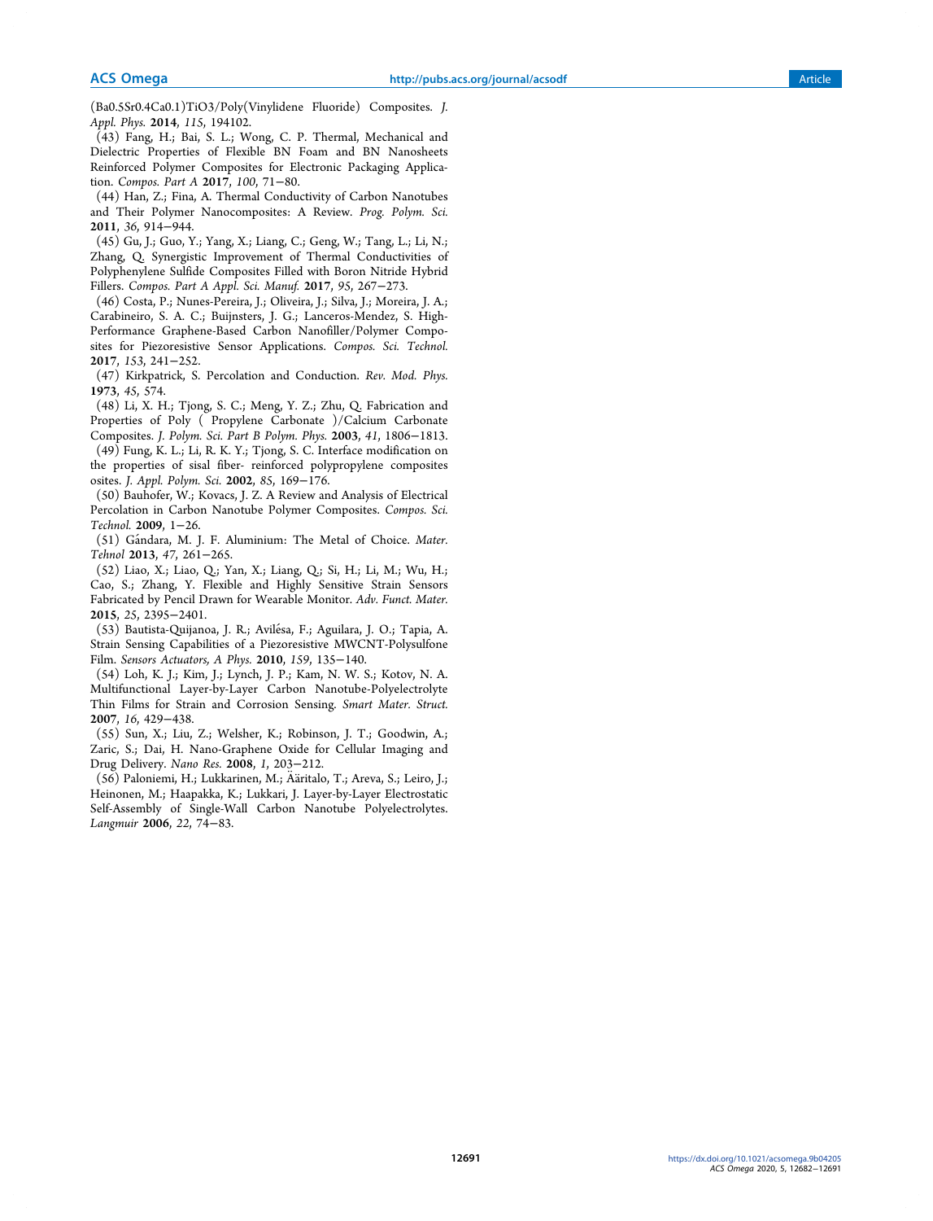(Ba0.5Sr0.4Ca0.1)TiO3/Poly(Vinylidene Fluoride) Composites. *J. Appl. Phys.* **2014**, *115*, 194102.

(43) Fang, H.; Bai, S. L.; Wong, C. P. Thermal, Mechanical and Dielectric Properties of Flexible BN Foam and BN Nanosheets Reinforced Polymer Composites for Electronic Packaging Application. *Compos. Part A* **2017**, *100*, 71−80.

(44) Han, Z.; Fina, A. Thermal Conductivity of Carbon Nanotubes and Their Polymer Nanocomposites: A Review. *Prog. Polym. Sci.* **2011**, *36*, 914−944.

(45) Gu, J.; Guo, Y.; Yang, X.; Liang, C.; Geng, W.; Tang, L.; Li, N.; Zhang, Q. Synergistic Improvement of Thermal Conductivities of Polyphenylene Sulfide Composites Filled with Boron Nitride Hybrid Fillers. *Compos. Part A Appl. Sci. Manuf.* **2017**, *95*, 267−273.

(46) Costa, P.; Nunes-Pereira, J.; Oliveira, J.; Silva, J.; Moreira, J. A.; Carabineiro, S. A. C.; Buijnsters, J. G.; Lanceros-Mendez, S. High-Performance Graphene-Based Carbon Nanofiller/Polymer Composites for Piezoresistive Sensor Applications. *Compos. Sci. Technol.* **2017**, *153*, 241−252.

(47) Kirkpatrick, S. Percolation and Conduction. *Rev. Mod. Phys.* **1973**, *45*, 574.

(48) Li, X. H.; Tjong, S. C.; Meng, Y. Z.; Zhu, Q. Fabrication and Properties of Poly ( Propylene Carbonate )/Calcium Carbonate Composites. *J. Polym. Sci. Part B Polym. Phys.* **2003**, *41*, 1806−1813.

(49) Fung, K. L.; Li, R. K. Y.; Tjong, S. C. Interface modification on the properties of sisal fiber- reinforced polypropylene composites osites. *J. Appl. Polym. Sci.* **2002**, *85*, 169−176.

(50) Bauhofer, W.; Kovacs, J. Z. A Review and Analysis of Electrical Percolation in Carbon Nanotube Polymer Composites. *Compos. Sci. Technol.* **2009**, 1−26.

(51) Gándara, M. J. F. Aluminium: The Metal of Choice. *Mater. Tehnol* **2013**, *47*, 261−265.

(52) Liao, X.; Liao, Q.; Yan, X.; Liang, Q.; Si, H.; Li, M.; Wu, H.; Cao, S.; Zhang, Y. Flexible and Highly Sensitive Strain Sensors Fabricated by Pencil Drawn for Wearable Monitor. *Adv. Funct. Mater.* **2015**, *25*, 2395−2401.

(53) Bautista-Quijanoa, J. R.; Avilésa, F.; Aguilara, J. O.; Tapia, A. Strain Sensing Capabilities of a Piezoresistive MWCNT-Polysulfone Film. *Sensors Actuators, A Phys.* **2010**, *159*, 135−140.

(54) Loh, K. J.; Kim, J.; Lynch, J. P.; Kam, N. W. S.; Kotov, N. A. Multifunctional Layer-by-Layer Carbon Nanotube-Polyelectrolyte Thin Films for Strain and Corrosion Sensing. *Smart Mater. Struct.* **2007**, *16*, 429−438.

(55) Sun, X.; Liu, Z.; Welsher, K.; Robinson, J. T.; Goodwin, A.; Zaric, S.; Dai, H. Nano-Graphene Oxide for Cellular Imaging and Drug Delivery. *Nano Res.* **2008**, *1*, 203−212.

(56) Paloniemi, H.; Lukkarinen, M.; Ääritalo, T.; Areva, S.; Leiro, J.; Heinonen, M.; Haapakka, K.; Lukkari, J. Layer-by-Layer Electrostatic Self-Assembly of Single-Wall Carbon Nanotube Polyelectrolytes. *Langmuir* **2006**, *22*, 74−83.